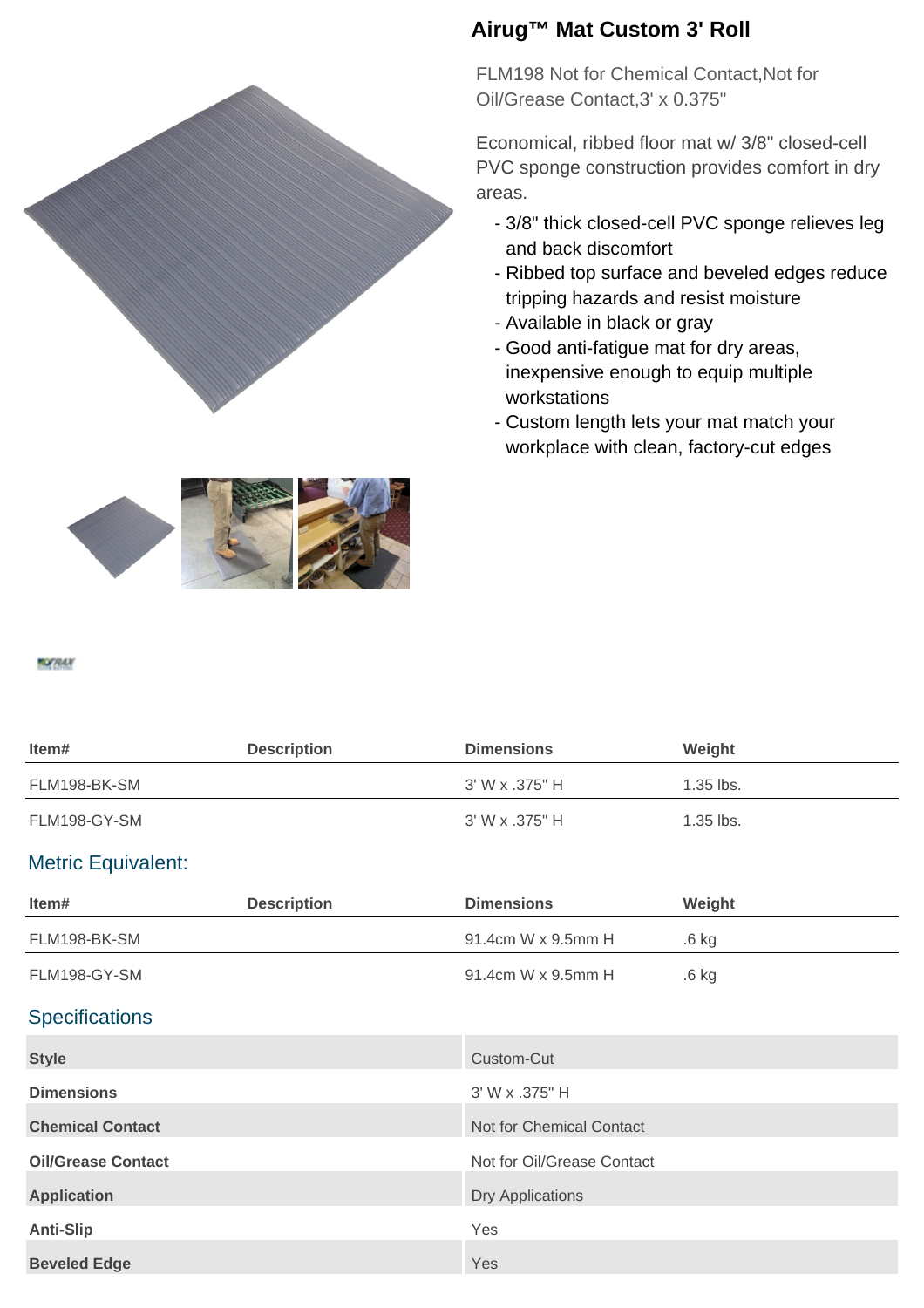# Airug™ Mat Custom 3' Roll

FLM198 Not for Chemical Contact,Not for Oil/Grease Contact,3' x 0.375"

Economical, ribbed floor mat w/ 3/8" closed-cell PVC sponge construction provides comfort in dry areas.

- 3/8" thick closed-cell PVC sponge relieves leg and back discomfort
- Ribbed top surface and beveled edges reduce tripping hazards and resist moisture
- Available in black or gray
- Good anti-fatigue mat for dry areas, inexpensive enough to equip multiple workstations
- Custom length lets your mat match your workplace with clean, factory-cut edges

| Item# | Description | Dimensions | Weight |
| --- | --- | --- | --- |
| FLM198-BK-SM | | 3' W x .375" H | 1.35 lbs. |
| FLM198-GY-SM | | 3' W x .375" H | 1.35 lbs. |

## Metric Equivalent:

| Item# | Description | Dimensions | Weight |
| --- | --- | --- | --- |
| FLM198-BK-SM | | 91.4cm W x 9.5mm H | .6 kg |
| FLM198-GY-SM | | 91.4cm W x 9.5mm H | .6 kg |

## Specifications

| | |
| --- | --- |
| **Style** | Custom-Cut |
| **Dimensions** | 3' W x .375" H |
| **Chemical Contact** | Not for Chemical Contact |
| **Oil/Grease Contact** | Not for Oil/Grease Contact |
| **Application** | Dry Applications |
| **Anti-Slip** | Yes |
| **Beveled Edge** | Yes |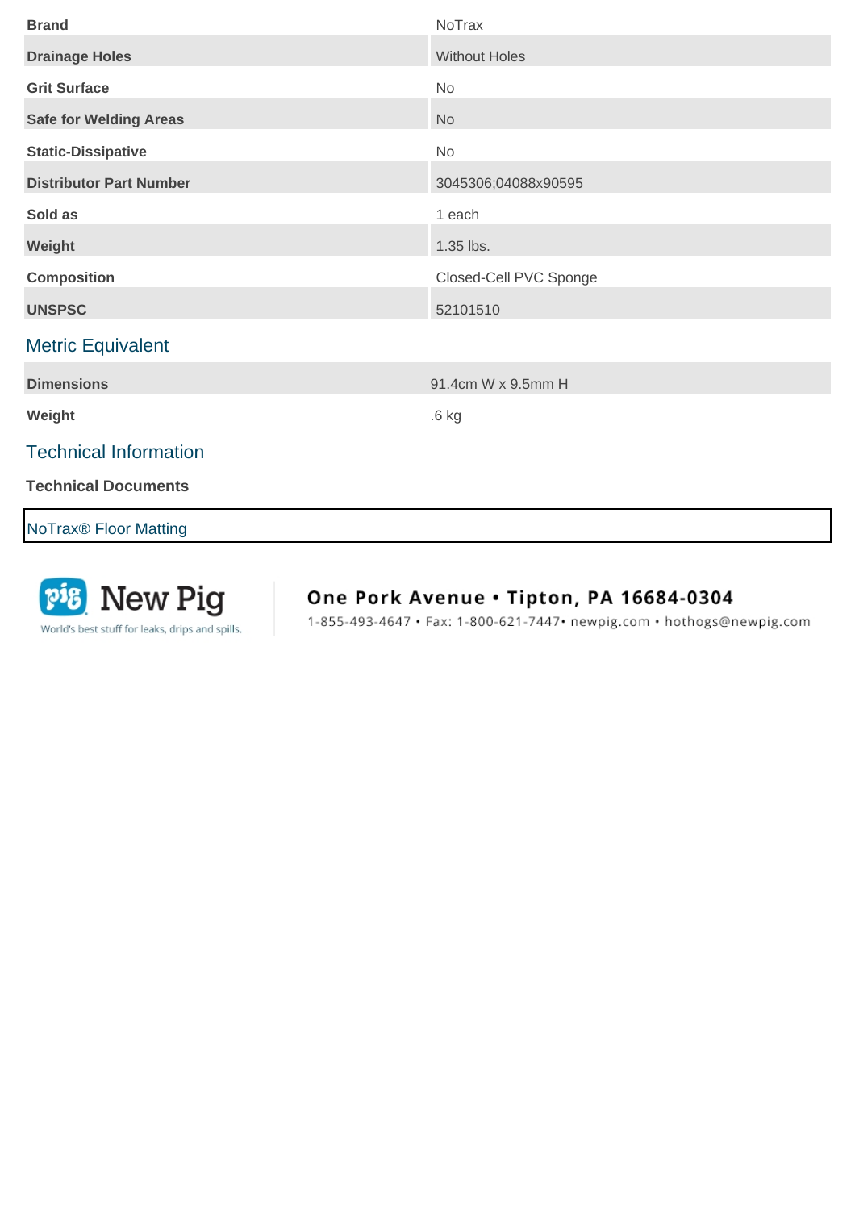| | |
|---|---|
| **Brand** | NoTrax |
| **Drainage Holes** | Without Holes |
| **Grit Surface** | No |
| **Safe for Welding Areas** | No |
| **Static-Dissipative** | No |
| **Distributor Part Number** | 3045306;04088x90595 |
| **Sold as** | 1 each |
| **Weight** | 1.35 lbs. |
| **Composition** | Closed-Cell PVC Sponge |
| **UNSPSC** | 52101510 |

## Metric Equivalent

| | |
|---|---|
| **Dimensions** | 91.4cm W x 9.5mm H |
| **Weight** | .6 kg |

## Technical Information

**Technical Documents**

NoTrax® Floor Matting

New Pig
World's best stuff for leaks, drips and spills.

**One Pork Avenue • Tipton, PA 16684-0304**
1-855-493-4647 • Fax: 1-800-621-7447• newpig.com • hothogs@newpig.com